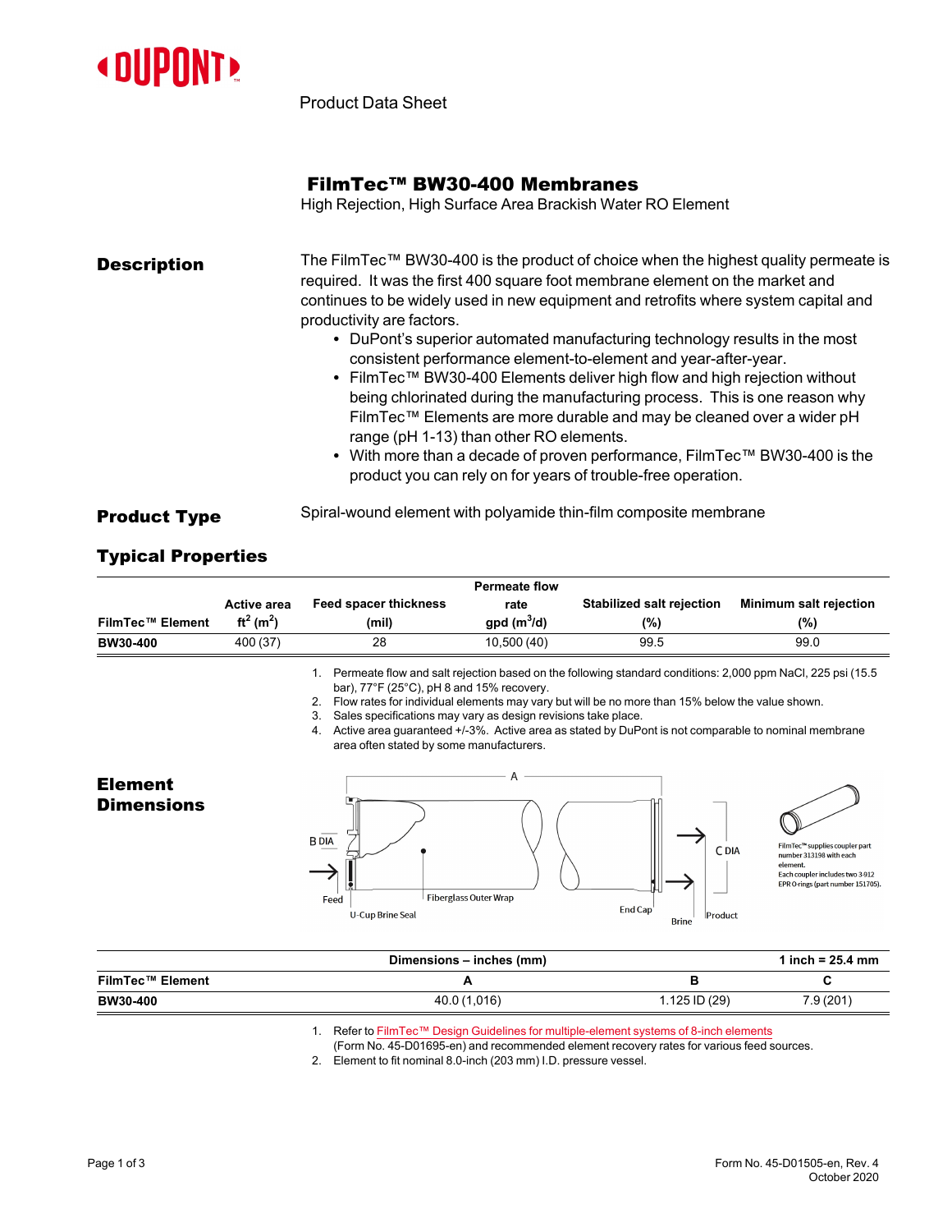Product Data Sheet

# FilmTec™ BW30-400 Membranes

High Rejection, High Surface Area Brackish Water RO Element

## Description

The FilmTec™ BW30-400 is the product of choice when the highest quality permeate is required. It was the first 400 square foot membrane element on the market and continues to be widely used in new equipment and retrofits where system capital and productivity are factors.

- DuPont's superior automated manufacturing technology results in the most consistent performance element-to-element and year-after-year.
- FilmTec™ BW30-400 Elements deliver high flow and high rejection without being chlorinated during the manufacturing process. This is one reason why FilmTec™ Elements are more durable and may be cleaned over a wider pH range (pH 1-13) than other RO elements.
- With more than a decade of proven performance, FilmTec™ BW30-400 is the product you can rely on for years of trouble-free operation.

## Product Type

Spiral-wound element with polyamide thin-film composite membrane

## Typical Properties

| FilmTec™ Element | Active area $ft^2$ ($m^2$) | Feed spacer thickness (mil) | Permeate flow rate gpd ($m^3$/d) | Stabilized salt rejection (%) | Minimum salt rejection (%) |
|---|---|---|---|---|---|
| BW30-400 | 400 (37) | 28 | 10,500 (40) | 99.5 | 99.0 |

1. Permeate flow and salt rejection based on the following standard conditions: 2,000 ppm NaCl, 225 psi (15.5 bar), 77°F (25°C), pH 8 and 15% recovery.
2. Flow rates for individual elements may vary but will be no more than 15% below the value shown.
3. Sales specifications may vary as design revisions take place.
4. Active area guaranteed +/-3%. Active area as stated by DuPont is not comparable to nominal membrane area often stated by some manufacturers.

## Element Dimensions

A, B DIA, C DIA, Feed, U-Cup Brine Seal, Fiberglass Outer Wrap, End Cap, Brine, Product

FilmTec™ supplies coupler part number 313198 with each element. Each coupler includes two 3-912 EPR O-rings (part number 151705).

| | Dimensions – inches (mm) | | 1 inch = 25.4 mm |
|---|---|---|---|
| FilmTec™ Element | A | B | C |
| BW30-400 | 40.0 (1,016) | 1.125 ID (29) | 7.9 (201) |

1. Refer to FilmTec™ Design Guidelines for multiple-element systems of 8-inch elements (Form No. 45-D01695-en) and recommended element recovery rates for various feed sources.
2. Element to fit nominal 8.0-inch (203 mm) I.D. pressure vessel.

Form No. 45-D01505-en, Rev. 4
October 2020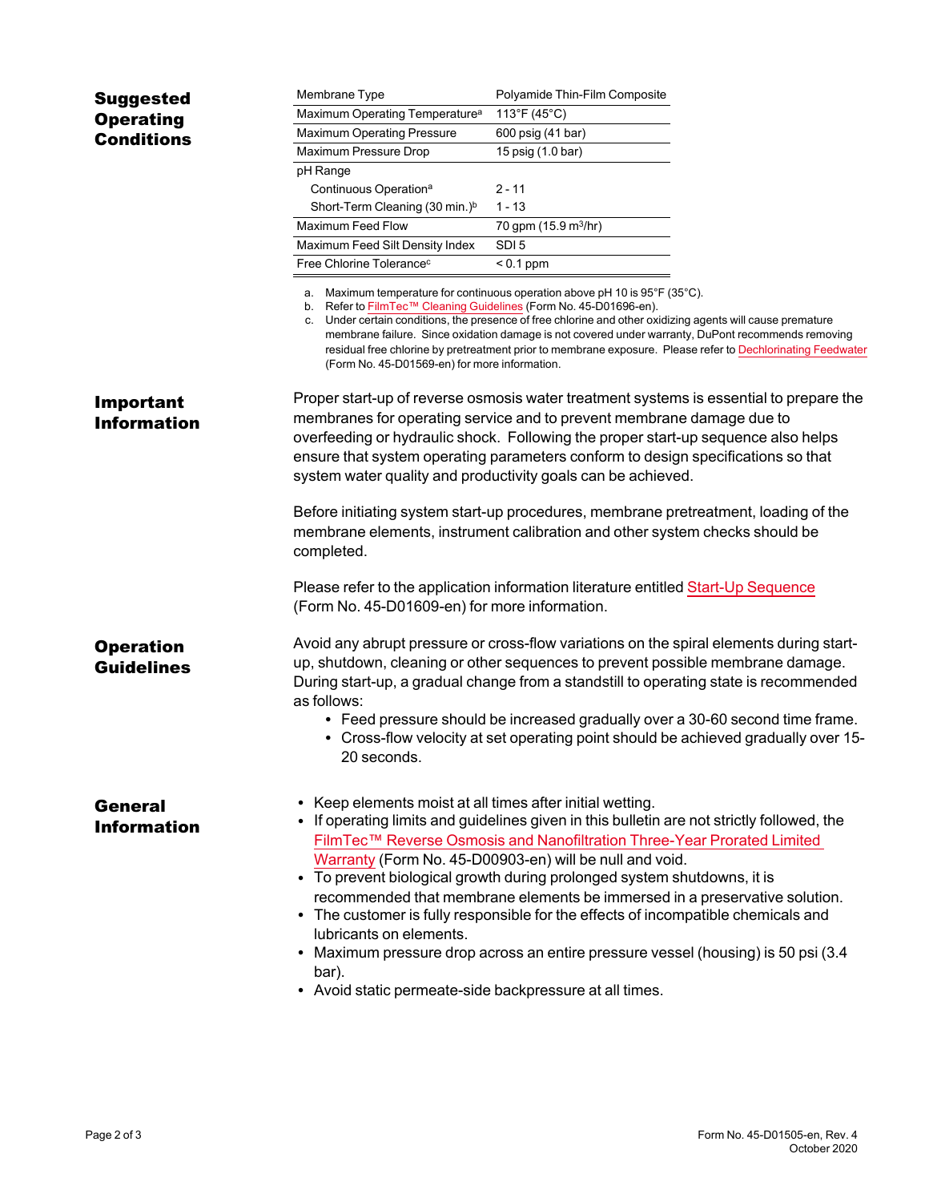## Suggested Operating Conditions

| Membrane Type | Polyamide Thin-Film Composite |
|---|---|
| Maximum Operating Temperature[a] | 113°F (45°C) |
| Maximum Operating Pressure | 600 psig (41 bar) |
| Maximum Pressure Drop | 15 psig (1.0 bar) |
| pH Range | |
| Continuous Operation[a] | 2 - 11 |
| Short-Term Cleaning (30 min.)[b] | 1 - 13 |
| Maximum Feed Flow | 70 gpm (15.9 $m^3$/hr) |
| Maximum Feed Silt Density Index | SDI 5 |
| Free Chlorine Tolerance[c] | < 0.1 ppm |

a. Maximum temperature for continuous operation above pH 10 is 95°F (35°C).
b. Refer to FilmTec™ Cleaning Guidelines (Form No. 45-D01696-en).
c. Under certain conditions, the presence of free chlorine and other oxidizing agents will cause premature membrane failure. Since oxidation damage is not covered under warranty, DuPont recommends removing residual free chlorine by pretreatment prior to membrane exposure. Please refer to Dechlorinating Feedwater (Form No. 45-D01569-en) for more information.

## Important Information

Proper start-up of reverse osmosis water treatment systems is essential to prepare the membranes for operating service and to prevent membrane damage due to overfeeding or hydraulic shock. Following the proper start-up sequence also helps ensure that system operating parameters conform to design specifications so that system water quality and productivity goals can be achieved.

Before initiating system start-up procedures, membrane pretreatment, loading of the membrane elements, instrument calibration and other system checks should be completed.

Please refer to the application information literature entitled Start-Up Sequence (Form No. 45-D01609-en) for more information.

## Operation Guidelines

Avoid any abrupt pressure or cross-flow variations on the spiral elements during start-up, shutdown, cleaning or other sequences to prevent possible membrane damage. During start-up, a gradual change from a standstill to operating state is recommended as follows:

- Feed pressure should be increased gradually over a 30-60 second time frame.
- Cross-flow velocity at set operating point should be achieved gradually over 15-20 seconds.

## General Information

- Keep elements moist at all times after initial wetting.
- If operating limits and guidelines given in this bulletin are not strictly followed, the FilmTec™ Reverse Osmosis and Nanofiltration Three-Year Prorated Limited Warranty (Form No. 45-D00903-en) will be null and void.
- To prevent biological growth during prolonged system shutdowns, it is recommended that membrane elements be immersed in a preservative solution.
- The customer is fully responsible for the effects of incompatible chemicals and lubricants on elements.
- Maximum pressure drop across an entire pressure vessel (housing) is 50 psi (3.4 bar).
- Avoid static permeate-side backpressure at all times.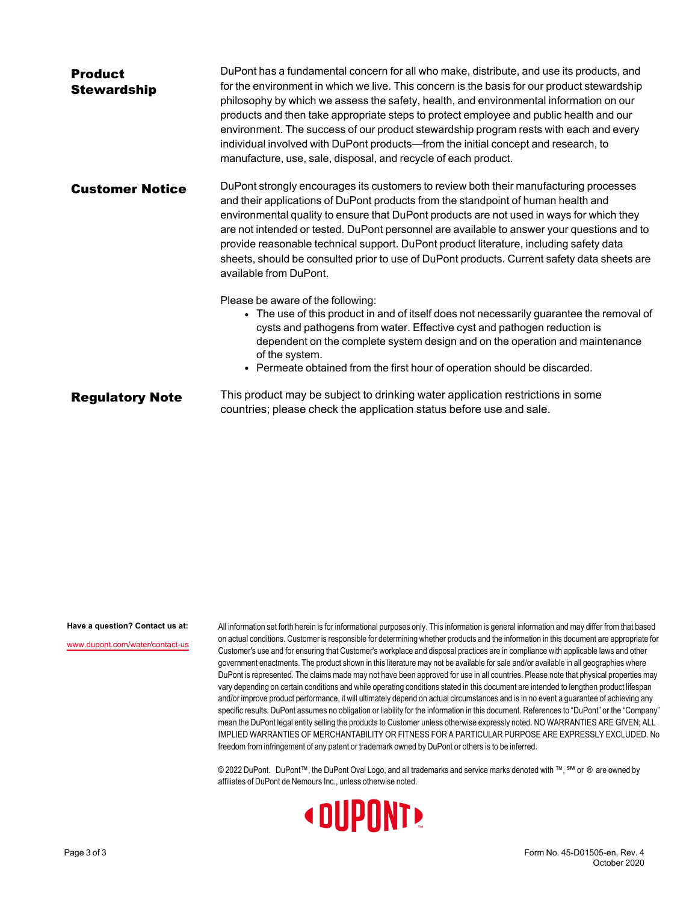## Product Stewardship

DuPont has a fundamental concern for all who make, distribute, and use its products, and for the environment in which we live. This concern is the basis for our product stewardship philosophy by which we assess the safety, health, and environmental information on our products and then take appropriate steps to protect employee and public health and our environment. The success of our product stewardship program rests with each and every individual involved with DuPont products—from the initial concept and research, to manufacture, use, sale, disposal, and recycle of each product.

## Customer Notice

DuPont strongly encourages its customers to review both their manufacturing processes and their applications of DuPont products from the standpoint of human health and environmental quality to ensure that DuPont products are not used in ways for which they are not intended or tested. DuPont personnel are available to answer your questions and to provide reasonable technical support. DuPont product literature, including safety data sheets, should be consulted prior to use of DuPont products. Current safety data sheets are available from DuPont.

Please be aware of the following:

- The use of this product in and of itself does not necessarily guarantee the removal of cysts and pathogens from water. Effective cyst and pathogen reduction is dependent on the complete system design and on the operation and maintenance of the system.
- Permeate obtained from the first hour of operation should be discarded.

## Regulatory Note

This product may be subject to drinking water application restrictions in some countries; please check the application status before use and sale.

**Have a question? Contact us at:**

www.dupont.com/water/contact-us

All information set forth herein is for informational purposes only. This information is general information and may differ from that based on actual conditions. Customer is responsible for determining whether products and the information in this document are appropriate for Customer's use and for ensuring that Customer's workplace and disposal practices are in compliance with applicable laws and other government enactments. The product shown in this literature may not be available for sale and/or available in all geographies where DuPont is represented. The claims made may not have been approved for use in all countries. Please note that physical properties may vary depending on certain conditions and while operating conditions stated in this document are intended to lengthen product lifespan and/or improve product performance, it will ultimately depend on actual circumstances and is in no event a guarantee of achieving any specific results. DuPont assumes no obligation or liability for the information in this document. References to "DuPont" or the "Company" mean the DuPont legal entity selling the products to Customer unless otherwise expressly noted. NO WARRANTIES ARE GIVEN; ALL IMPLIED WARRANTIES OF MERCHANTABILITY OR FITNESS FOR A PARTICULAR PURPOSE ARE EXPRESSLY EXCLUDED. No freedom from infringement of any patent or trademark owned by DuPont or others is to be inferred.

© 2022 DuPont. DuPont™, the DuPont Oval Logo, and all trademarks and service marks denoted with ™, ℠ or ® are owned by affiliates of DuPont de Nemours Inc., unless otherwise noted.

Form No. 45-D01505-en, Rev. 4
October 2020